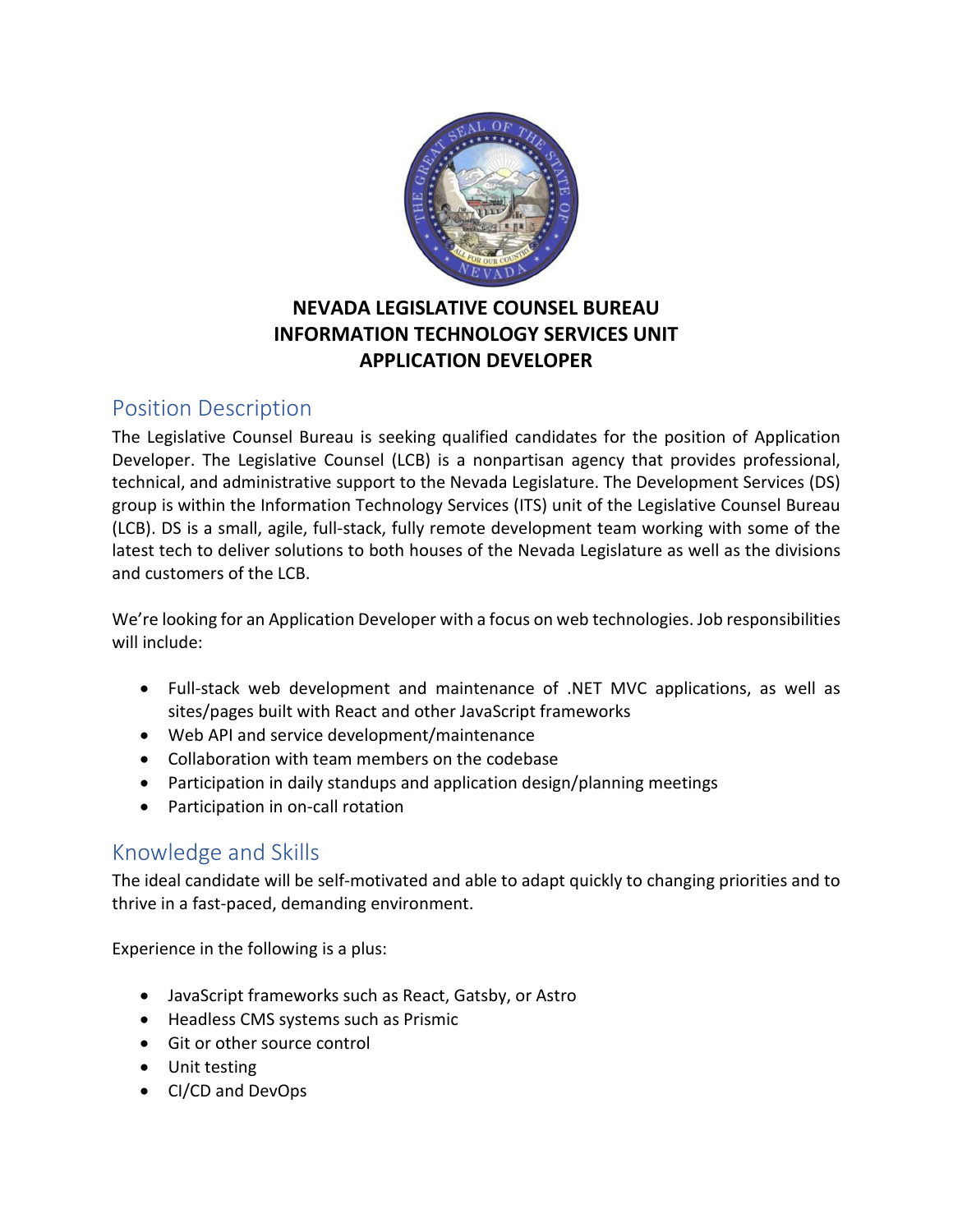**NEVADA LEGISLATIVE COUNSEL BUREAU**
**INFORMATION TECHNOLOGY SERVICES UNIT**
**APPLICATION DEVELOPER**

## Position Description

The Legislative Counsel Bureau is seeking qualified candidates for the position of Application Developer. The Legislative Counsel (LCB) is a nonpartisan agency that provides professional, technical, and administrative support to the Nevada Legislature. The Development Services (DS) group is within the Information Technology Services (ITS) unit of the Legislative Counsel Bureau (LCB). DS is a small, agile, full-stack, fully remote development team working with some of the latest tech to deliver solutions to both houses of the Nevada Legislature as well as the divisions and customers of the LCB.

We're looking for an Application Developer with a focus on web technologies. Job responsibilities will include:

- Full-stack web development and maintenance of .NET MVC applications, as well as sites/pages built with React and other JavaScript frameworks
- Web API and service development/maintenance
- Collaboration with team members on the codebase
- Participation in daily standups and application design/planning meetings
- Participation in on-call rotation

## Knowledge and Skills

The ideal candidate will be self-motivated and able to adapt quickly to changing priorities and to thrive in a fast-paced, demanding environment.

Experience in the following is a plus:

- JavaScript frameworks such as React, Gatsby, or Astro
- Headless CMS systems such as Prismic
- Git or other source control
- Unit testing
- CI/CD and DevOps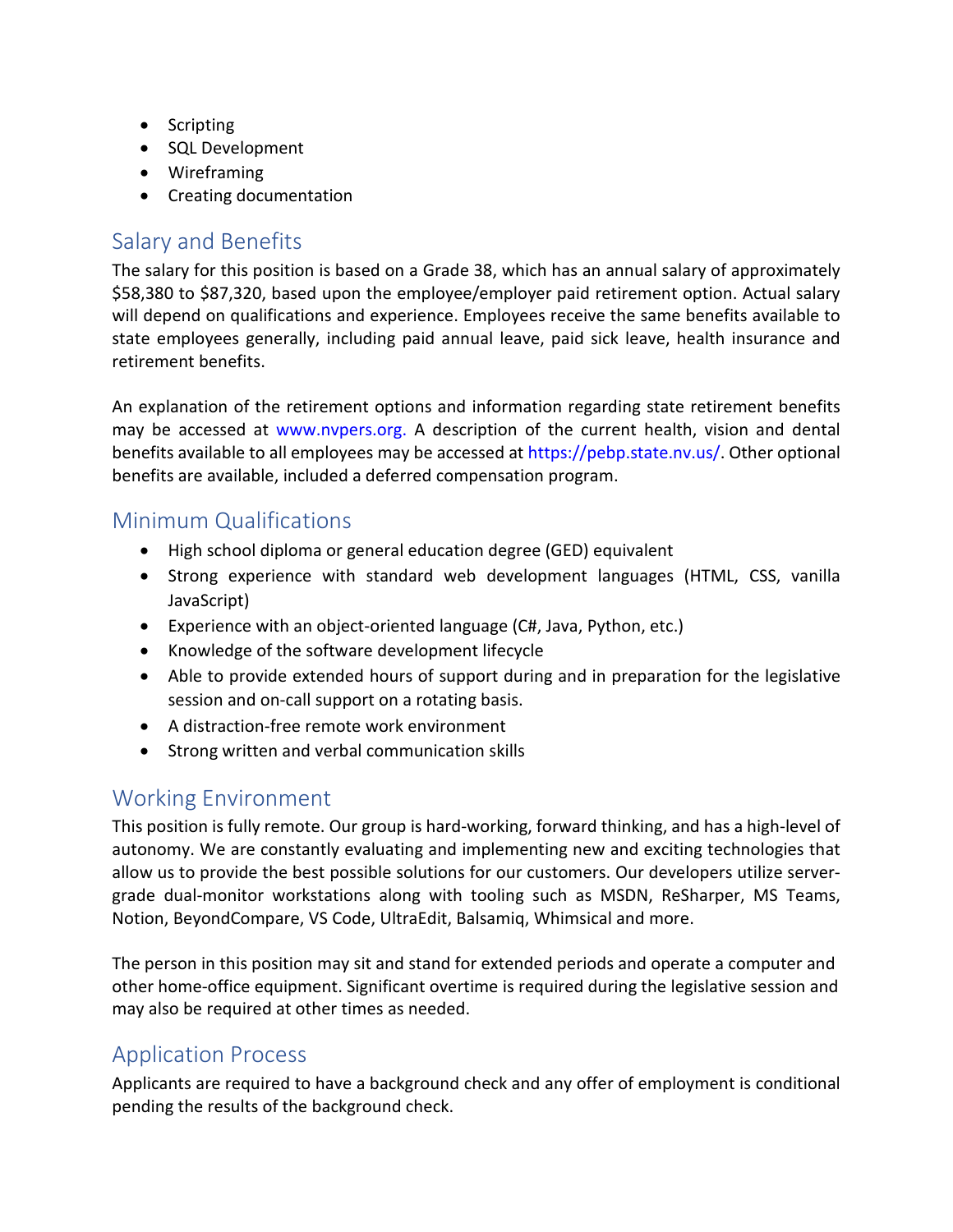- Scripting
- SQL Development
- Wireframing
- Creating documentation

## Salary and Benefits

The salary for this position is based on a Grade 38, which has an annual salary of approximately $58,380 to $87,320, based upon the employee/employer paid retirement option. Actual salary will depend on qualifications and experience. Employees receive the same benefits available to state employees generally, including paid annual leave, paid sick leave, health insurance and retirement benefits.

An explanation of the retirement options and information regarding state retirement benefits may be accessed at www.nvpers.org. A description of the current health, vision and dental benefits available to all employees may be accessed at https://pebp.state.nv.us/. Other optional benefits are available, included a deferred compensation program.

## Minimum Qualifications

- High school diploma or general education degree (GED) equivalent
- Strong experience with standard web development languages (HTML, CSS, vanilla JavaScript)
- Experience with an object-oriented language (C#, Java, Python, etc.)
- Knowledge of the software development lifecycle
- Able to provide extended hours of support during and in preparation for the legislative session and on-call support on a rotating basis.
- A distraction-free remote work environment
- Strong written and verbal communication skills

## Working Environment

This position is fully remote. Our group is hard-working, forward thinking, and has a high-level of autonomy. We are constantly evaluating and implementing new and exciting technologies that allow us to provide the best possible solutions for our customers. Our developers utilize server-grade dual-monitor workstations along with tooling such as MSDN, ReSharper, MS Teams, Notion, BeyondCompare, VS Code, UltraEdit, Balsamiq, Whimsical and more.

The person in this position may sit and stand for extended periods and operate a computer and other home-office equipment. Significant overtime is required during the legislative session and may also be required at other times as needed.

## Application Process

Applicants are required to have a background check and any offer of employment is conditional pending the results of the background check.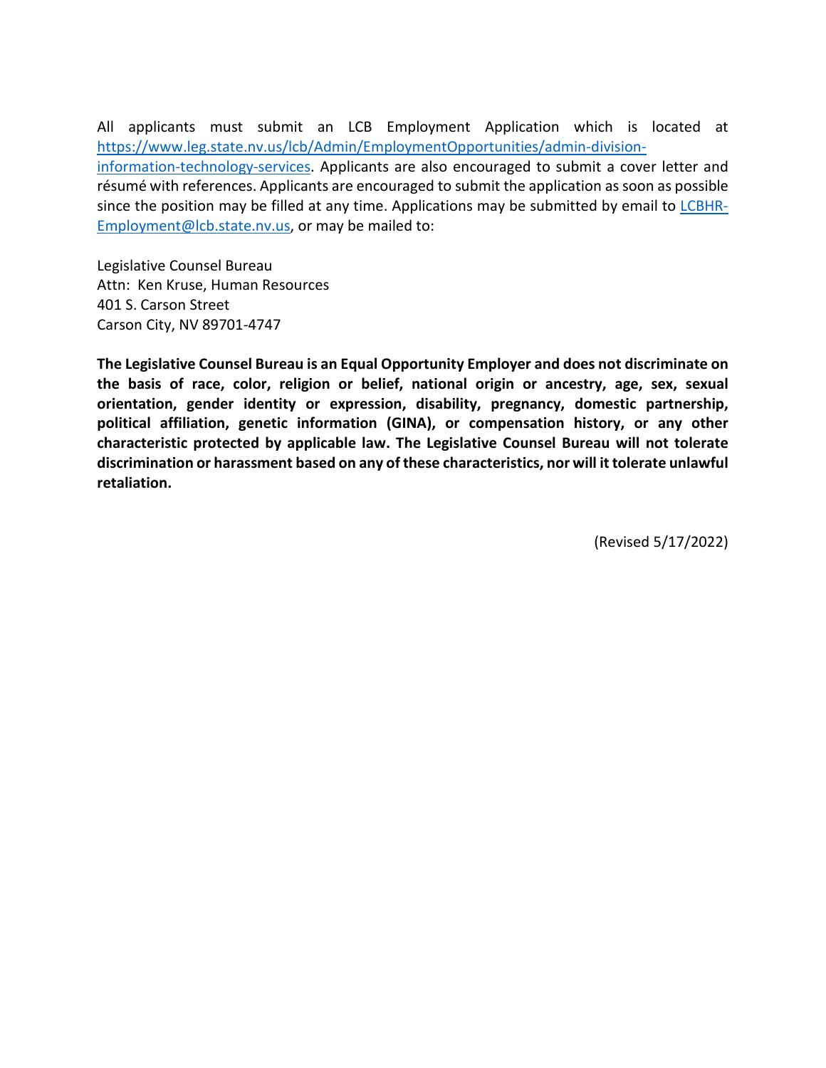All applicants must submit an LCB Employment Application which is located at [https://www.leg.state.nv.us/lcb/Admin/EmploymentOpportunities/admin-division-information-technology-services](https://www.leg.state.nv.us/lcb/Admin/EmploymentOpportunities/admin-division-information-technology-services). Applicants are also encouraged to submit a cover letter and résumé with references. Applicants are encouraged to submit the application as soon as possible since the position may be filled at any time. Applications may be submitted by email to [LCBHR-Employment@lcb.state.nv.us](mailto:LCBHR-Employment@lcb.state.nv.us), or may be mailed to:

Legislative Counsel Bureau
Attn: Ken Kruse, Human Resources
401 S. Carson Street
Carson City, NV 89701-4747

**The Legislative Counsel Bureau is an Equal Opportunity Employer and does not discriminate on the basis of race, color, religion or belief, national origin or ancestry, age, sex, sexual orientation, gender identity or expression, disability, pregnancy, domestic partnership, political affiliation, genetic information (GINA), or compensation history, or any other characteristic protected by applicable law. The Legislative Counsel Bureau will not tolerate discrimination or harassment based on any of these characteristics, nor will it tolerate unlawful retaliation.**

(Revised 5/17/2022)